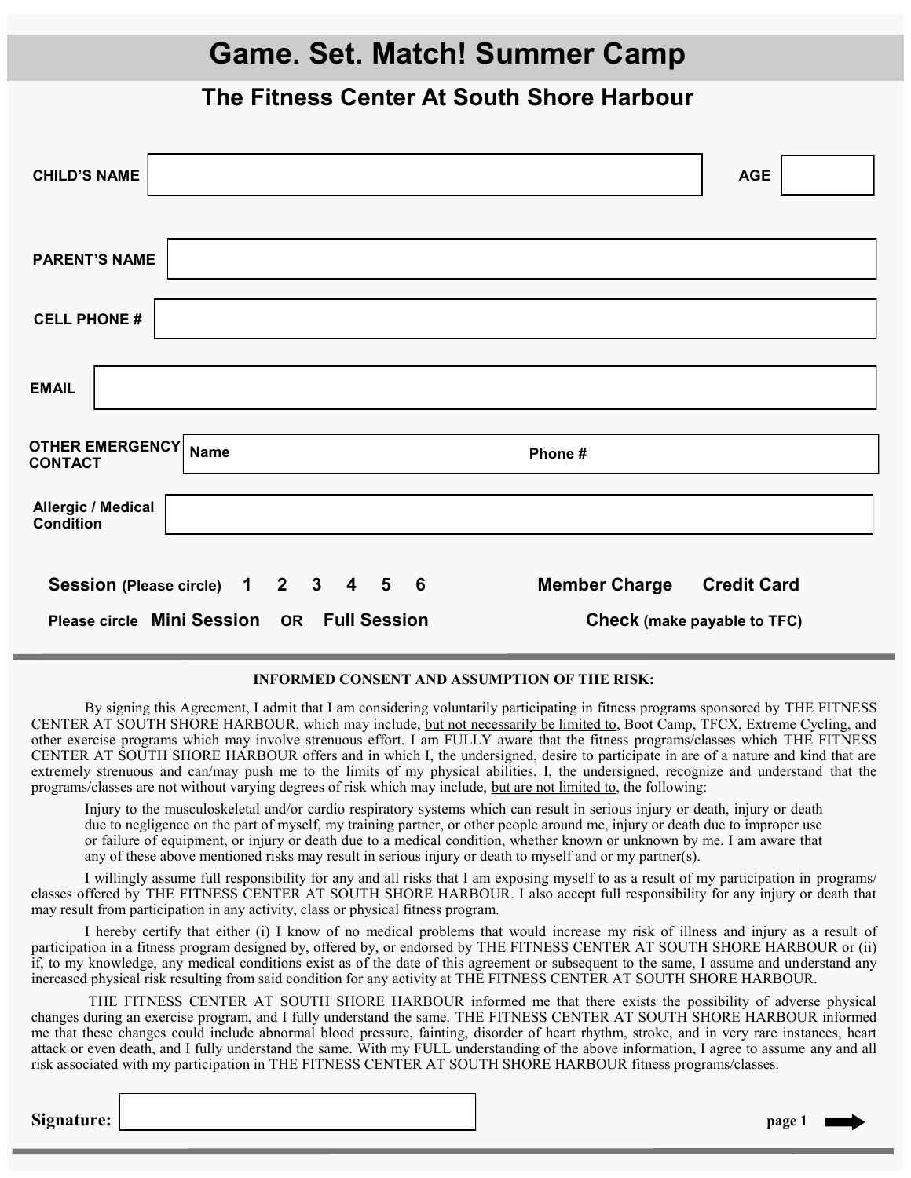# Game. Set. Match! Summer Camp

## The Fitness Center At South Shore Harbour

**CHILD'S NAME** ____________________ **AGE** ______

**PARENT'S NAME** ____________________

**CELL PHONE #** ____________________

**EMAIL** ____________________

**OTHER EMERGENCY CONTACT** **Name** ____________________ **Phone #** ____________________

**Allergic / Medical Condition** ____________________

**Session** (Please circle) 1 2 3 4 5 6 **Member Charge** **Credit Card**

Please circle **Mini Session** OR **Full Session** **Check** (make payable to TFC)

---

**INFORMED CONSENT AND ASSUMPTION OF THE RISK:**

By signing this Agreement, I admit that I am considering voluntarily participating in fitness programs sponsored by THE FITNESS CENTER AT SOUTH SHORE HARBOUR, which may include, but not necessarily be limited to, Boot Camp, TFCX, Extreme Cycling, and other exercise programs which may involve strenuous effort. I am FULLY aware that the fitness programs/classes which THE FITNESS CENTER AT SOUTH SHORE HARBOUR offers and in which I, the undersigned, desire to participate in are of a nature and kind that are extremely strenuous and can/may push me to the limits of my physical abilities. I, the undersigned, recognize and understand that the programs/classes are not without varying degrees of risk which may include, but are not limited to, the following:

> Injury to the musculoskeletal and/or cardio respiratory systems which can result in serious injury or death, injury or death due to negligence on the part of myself, my training partner, or other people around me, injury or death due to improper use or failure of equipment, or injury or death due to a medical condition, whether known or unknown by me. I am aware that any of these above mentioned risks may result in serious injury or death to myself and or my partner(s).

I willingly assume full responsibility for any and all risks that I am exposing myself to as a result of my participation in programs/ classes offered by THE FITNESS CENTER AT SOUTH SHORE HARBOUR. I also accept full responsibility for any injury or death that may result from participation in any activity, class or physical fitness program.

I hereby certify that either (i) I know of no medical problems that would increase my risk of illness and injury as a result of participation in a fitness program designed by, offered by, or endorsed by THE FITNESS CENTER AT SOUTH SHORE HARBOUR or (ii) if, to my knowledge, any medical conditions exist as of the date of this agreement or subsequent to the same, I assume and understand any increased physical risk resulting from said condition for any activity at THE FITNESS CENTER AT SOUTH SHORE HARBOUR.

THE FITNESS CENTER AT SOUTH SHORE HARBOUR informed me that there exists the possibility of adverse physical changes during an exercise program, and I fully understand the same. THE FITNESS CENTER AT SOUTH SHORE HARBOUR informed me that these changes could include abnormal blood pressure, fainting, disorder of heart rhythm, stroke, and in very rare instances, heart attack or even death, and I fully understand the same. With my FULL understanding of the above information, I agree to assume any and all risk associated with my participation in THE FITNESS CENTER AT SOUTH SHORE HARBOUR fitness programs/classes.

**Signature:** ____________________

**page 1** ➡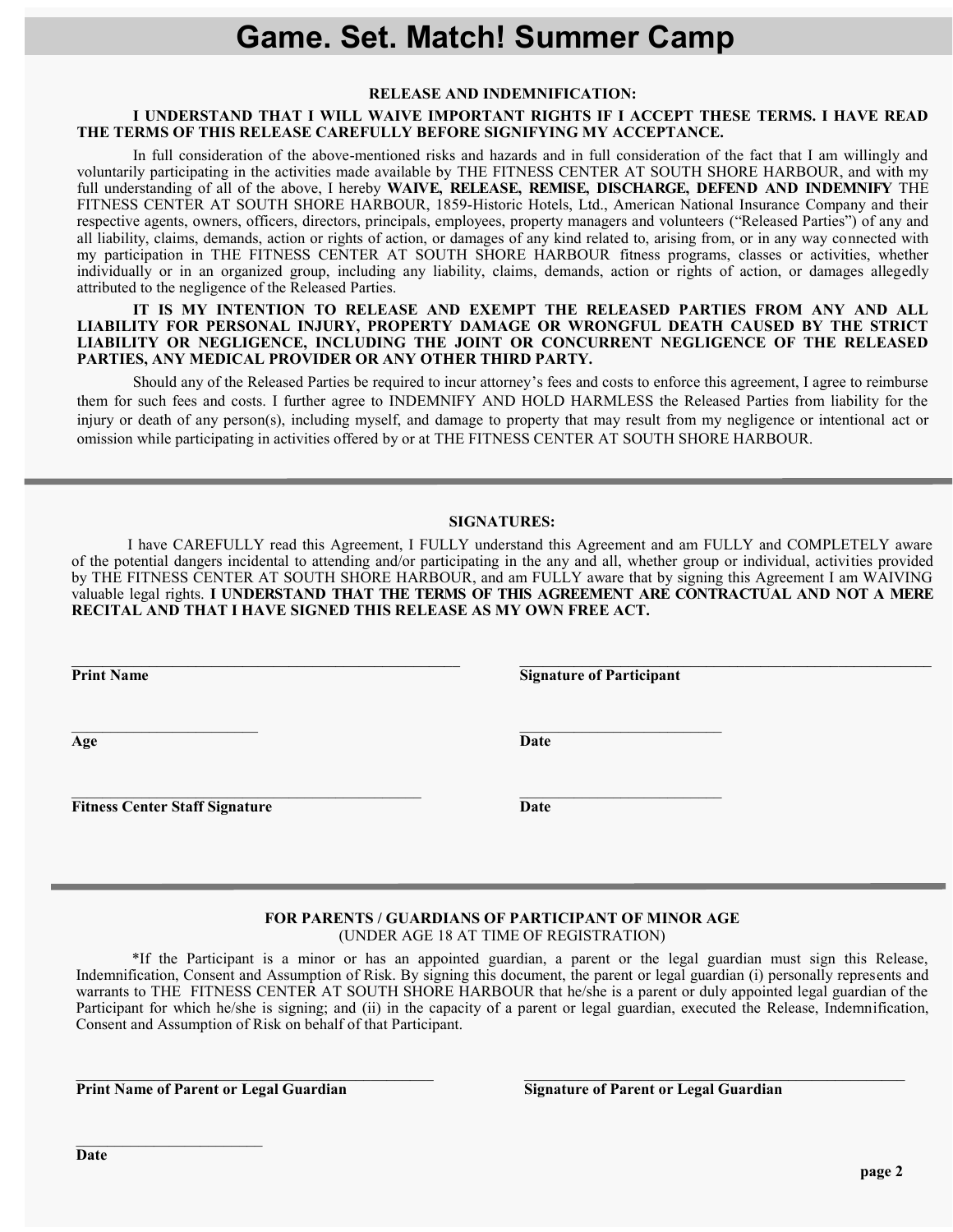# Game. Set. Match! Summer Camp

### RELEASE AND INDEMNIFICATION:

**I UNDERSTAND THAT I WILL WAIVE IMPORTANT RIGHTS IF I ACCEPT THESE TERMS. I HAVE READ THE TERMS OF THIS RELEASE CAREFULLY BEFORE SIGNIFYING MY ACCEPTANCE.**

In full consideration of the above-mentioned risks and hazards and in full consideration of the fact that I am willingly and voluntarily participating in the activities made available by THE FITNESS CENTER AT SOUTH SHORE HARBOUR, and with my full understanding of all of the above, I hereby **WAIVE, RELEASE, REMISE, DISCHARGE, DEFEND AND INDEMNIFY** THE FITNESS CENTER AT SOUTH SHORE HARBOUR, 1859-Historic Hotels, Ltd., American National Insurance Company and their respective agents, owners, officers, directors, principals, employees, property managers and volunteers ("Released Parties") of any and all liability, claims, demands, action or rights of action, or damages of any kind related to, arising from, or in any way connected with my participation in THE FITNESS CENTER AT SOUTH SHORE HARBOUR fitness programs, classes or activities, whether individually or in an organized group, including any liability, claims, demands, action or rights of action, or damages allegedly attributed to the negligence of the Released Parties.

**IT IS MY INTENTION TO RELEASE AND EXEMPT THE RELEASED PARTIES FROM ANY AND ALL LIABILITY FOR PERSONAL INJURY, PROPERTY DAMAGE OR WRONGFUL DEATH CAUSED BY THE STRICT LIABILITY OR NEGLIGENCE, INCLUDING THE JOINT OR CONCURRENT NEGLIGENCE OF THE RELEASED PARTIES, ANY MEDICAL PROVIDER OR ANY OTHER THIRD PARTY.**

Should any of the Released Parties be required to incur attorney's fees and costs to enforce this agreement, I agree to reimburse them for such fees and costs. I further agree to INDEMNIFY AND HOLD HARMLESS the Released Parties from liability for the injury or death of any person(s), including myself, and damage to property that may result from my negligence or intentional act or omission while participating in activities offered by or at THE FITNESS CENTER AT SOUTH SHORE HARBOUR.

---

### SIGNATURES:

I have CAREFULLY read this Agreement, I FULLY understand this Agreement and am FULLY and COMPLETELY aware of the potential dangers incidental to attending and/or participating in the any and all, whether group or individual, activities provided by THE FITNESS CENTER AT SOUTH SHORE HARBOUR, and am FULLY aware that by signing this Agreement I am WAIVING valuable legal rights. **I UNDERSTAND THAT THE TERMS OF THIS AGREEMENT ARE CONTRACTUAL AND NOT A MERE RECITAL AND THAT I HAVE SIGNED THIS RELEASE AS MY OWN FREE ACT.**

\_\_\_\_\_\_\_\_\_\_\_\_\_\_\_\_\_\_\_\_\_\_\_\_\_\_\_\_\_\_\_\_\_\_\_\_\_\_\_\_
**Print Name**

\_\_\_\_\_\_\_\_\_\_\_\_\_\_\_\_\_\_\_\_\_\_\_\_\_\_\_\_\_\_\_\_\_\_\_\_\_\_\_\_
**Signature of Participant**

\_\_\_\_\_\_\_\_\_\_\_\_\_\_\_\_\_\_\_\_
**Age**

\_\_\_\_\_\_\_\_\_\_\_\_\_\_\_\_\_\_\_\_
**Date**

\_\_\_\_\_\_\_\_\_\_\_\_\_\_\_\_\_\_\_\_\_\_\_\_\_\_\_\_\_\_\_\_\_\_\_\_
**Fitness Center Staff Signature**

\_\_\_\_\_\_\_\_\_\_\_\_\_\_\_\_\_\_\_\_
**Date**

---

### FOR PARENTS / GUARDIANS OF PARTICIPANT OF MINOR AGE
(UNDER AGE 18 AT TIME OF REGISTRATION)

*If the Participant is a minor or has an appointed guardian, a parent or the legal guardian must sign this Release, Indemnification, Consent and Assumption of Risk. By signing this document, the parent or legal guardian (i) personally represents and warrants to THE FITNESS CENTER AT SOUTH SHORE HARBOUR that he/she is a parent or duly appointed legal guardian of the Participant for which he/she is signing; and (ii) in the capacity of a parent or legal guardian, executed the Release, Indemnification, Consent and Assumption of Risk on behalf of that Participant.

\_\_\_\_\_\_\_\_\_\_\_\_\_\_\_\_\_\_\_\_\_\_\_\_\_\_\_\_\_\_\_\_\_\_\_\_\_\_\_\_
**Print Name of Parent or Legal Guardian**

\_\_\_\_\_\_\_\_\_\_\_\_\_\_\_\_\_\_\_\_\_\_\_\_\_\_\_\_\_\_\_\_\_\_\_\_\_\_\_\_
**Signature of Parent or Legal Guardian**

\_\_\_\_\_\_\_\_\_\_\_\_\_\_\_\_\_\_\_\_
**Date**